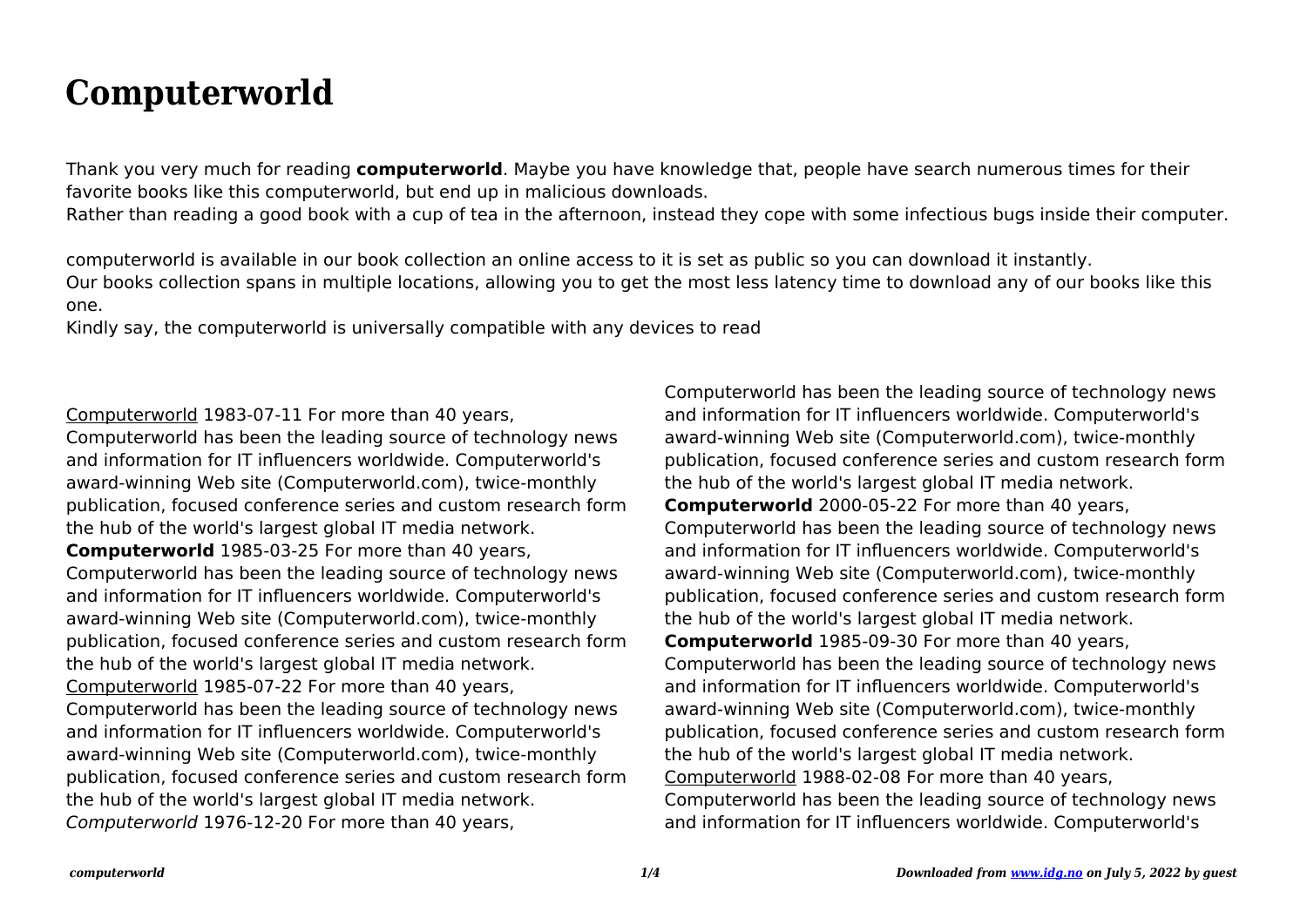# Computerworld

Thank you very much for reading **computerworld**. Maybe you have knowledge that, people have search numerous times for their favorite books like this computerworld, but end up in malicious downloads.
Rather than reading a good book with a cup of tea in the afternoon, instead they cope with some infectious bugs inside their computer.

computerworld is available in our book collection an online access to it is set as public so you can download it instantly.
Our books collection spans in multiple locations, allowing you to get the most less latency time to download any of our books like this one.
Kindly say, the computerworld is universally compatible with any devices to read

Computerworld 1983-07-11 For more than 40 years, Computerworld has been the leading source of technology news and information for IT influencers worldwide. Computerworld's award-winning Web site (Computerworld.com), twice-monthly publication, focused conference series and custom research form the hub of the world's largest global IT media network.
**Computerworld** 1985-03-25 For more than 40 years, Computerworld has been the leading source of technology news and information for IT influencers worldwide. Computerworld's award-winning Web site (Computerworld.com), twice-monthly publication, focused conference series and custom research form the hub of the world's largest global IT media network.
Computerworld 1985-07-22 For more than 40 years, Computerworld has been the leading source of technology news and information for IT influencers worldwide. Computerworld's award-winning Web site (Computerworld.com), twice-monthly publication, focused conference series and custom research form the hub of the world's largest global IT media network.
*Computerworld* 1976-12-20 For more than 40 years, Computerworld has been the leading source of technology news and information for IT influencers worldwide. Computerworld's award-winning Web site (Computerworld.com), twice-monthly publication, focused conference series and custom research form the hub of the world's largest global IT media network.
**Computerworld** 2000-05-22 For more than 40 years, Computerworld has been the leading source of technology news and information for IT influencers worldwide. Computerworld's award-winning Web site (Computerworld.com), twice-monthly publication, focused conference series and custom research form the hub of the world's largest global IT media network.
**Computerworld** 1985-09-30 For more than 40 years, Computerworld has been the leading source of technology news and information for IT influencers worldwide. Computerworld's award-winning Web site (Computerworld.com), twice-monthly publication, focused conference series and custom research form the hub of the world's largest global IT media network.
Computerworld 1988-02-08 For more than 40 years, Computerworld has been the leading source of technology news and information for IT influencers worldwide. Computerworld's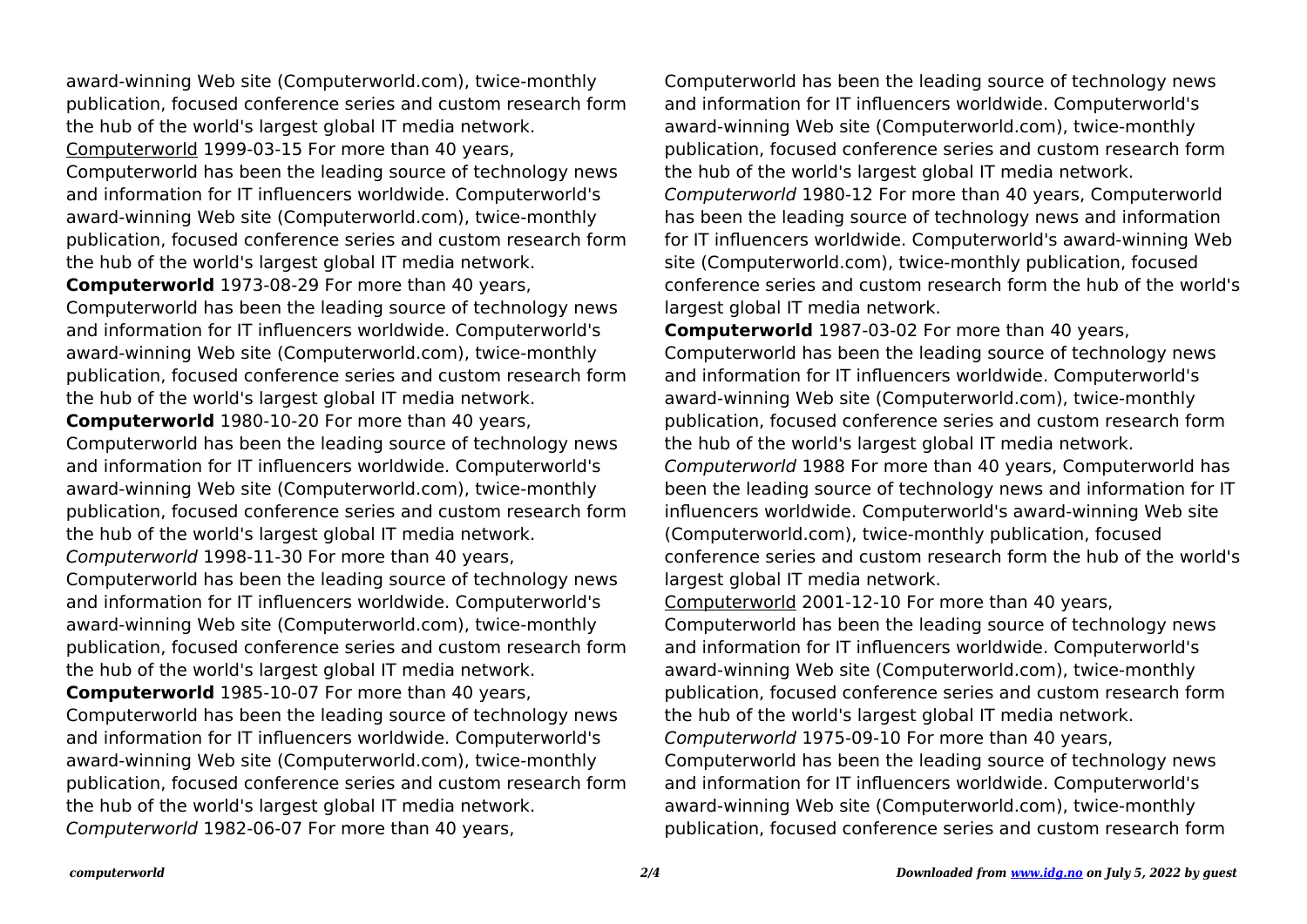award-winning Web site (Computerworld.com), twice-monthly publication, focused conference series and custom research form the hub of the world's largest global IT media network.

Computerworld 1999-03-15 For more than 40 years, Computerworld has been the leading source of technology news and information for IT influencers worldwide. Computerworld's award-winning Web site (Computerworld.com), twice-monthly publication, focused conference series and custom research form the hub of the world's largest global IT media network.

**Computerworld** 1973-08-29 For more than 40 years, Computerworld has been the leading source of technology news and information for IT influencers worldwide. Computerworld's award-winning Web site (Computerworld.com), twice-monthly publication, focused conference series and custom research form the hub of the world's largest global IT media network.

**Computerworld** 1980-10-20 For more than 40 years, Computerworld has been the leading source of technology news and information for IT influencers worldwide. Computerworld's award-winning Web site (Computerworld.com), twice-monthly publication, focused conference series and custom research form the hub of the world's largest global IT media network.

*Computerworld* 1998-11-30 For more than 40 years, Computerworld has been the leading source of technology news and information for IT influencers worldwide. Computerworld's award-winning Web site (Computerworld.com), twice-monthly publication, focused conference series and custom research form the hub of the world's largest global IT media network.

**Computerworld** 1985-10-07 For more than 40 years, Computerworld has been the leading source of technology news and information for IT influencers worldwide. Computerworld's award-winning Web site (Computerworld.com), twice-monthly publication, focused conference series and custom research form the hub of the world's largest global IT media network.

*Computerworld* 1982-06-07 For more than 40 years, Computerworld has been the leading source of technology news and information for IT influencers worldwide. Computerworld's award-winning Web site (Computerworld.com), twice-monthly publication, focused conference series and custom research form the hub of the world's largest global IT media network.

*Computerworld* 1980-12 For more than 40 years, Computerworld has been the leading source of technology news and information for IT influencers worldwide. Computerworld's award-winning Web site (Computerworld.com), twice-monthly publication, focused conference series and custom research form the hub of the world's largest global IT media network.

**Computerworld** 1987-03-02 For more than 40 years, Computerworld has been the leading source of technology news and information for IT influencers worldwide. Computerworld's award-winning Web site (Computerworld.com), twice-monthly publication, focused conference series and custom research form the hub of the world's largest global IT media network.

*Computerworld* 1988 For more than 40 years, Computerworld has been the leading source of technology news and information for IT influencers worldwide. Computerworld's award-winning Web site (Computerworld.com), twice-monthly publication, focused conference series and custom research form the hub of the world's largest global IT media network.

Computerworld 2001-12-10 For more than 40 years, Computerworld has been the leading source of technology news and information for IT influencers worldwide. Computerworld's award-winning Web site (Computerworld.com), twice-monthly publication, focused conference series and custom research form the hub of the world's largest global IT media network.

*Computerworld* 1975-09-10 For more than 40 years, Computerworld has been the leading source of technology news and information for IT influencers worldwide. Computerworld's award-winning Web site (Computerworld.com), twice-monthly publication, focused conference series and custom research form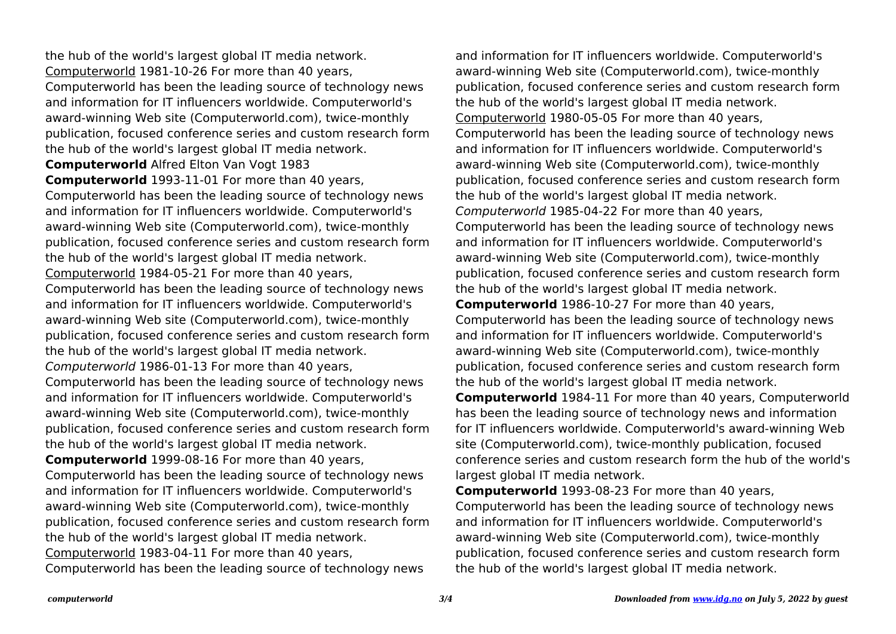the hub of the world's largest global IT media network.

Computerworld 1981-10-26 For more than 40 years, Computerworld has been the leading source of technology news and information for IT influencers worldwide. Computerworld's award-winning Web site (Computerworld.com), twice-monthly publication, focused conference series and custom research form the hub of the world's largest global IT media network.

**Computerworld** Alfred Elton Van Vogt 1983

**Computerworld** 1993-11-01 For more than 40 years, Computerworld has been the leading source of technology news and information for IT influencers worldwide. Computerworld's award-winning Web site (Computerworld.com), twice-monthly publication, focused conference series and custom research form the hub of the world's largest global IT media network.

Computerworld 1984-05-21 For more than 40 years, Computerworld has been the leading source of technology news and information for IT influencers worldwide. Computerworld's award-winning Web site (Computerworld.com), twice-monthly publication, focused conference series and custom research form the hub of the world's largest global IT media network.

*Computerworld* 1986-01-13 For more than 40 years, Computerworld has been the leading source of technology news and information for IT influencers worldwide. Computerworld's award-winning Web site (Computerworld.com), twice-monthly publication, focused conference series and custom research form the hub of the world's largest global IT media network.

**Computerworld** 1999-08-16 For more than 40 years, Computerworld has been the leading source of technology news and information for IT influencers worldwide. Computerworld's award-winning Web site (Computerworld.com), twice-monthly publication, focused conference series and custom research form the hub of the world's largest global IT media network.

Computerworld 1983-04-11 For more than 40 years, Computerworld has been the leading source of technology news and information for IT influencers worldwide. Computerworld's award-winning Web site (Computerworld.com), twice-monthly publication, focused conference series and custom research form the hub of the world's largest global IT media network.

Computerworld 1980-05-05 For more than 40 years, Computerworld has been the leading source of technology news and information for IT influencers worldwide. Computerworld's award-winning Web site (Computerworld.com), twice-monthly publication, focused conference series and custom research form the hub of the world's largest global IT media network.

*Computerworld* 1985-04-22 For more than 40 years, Computerworld has been the leading source of technology news and information for IT influencers worldwide. Computerworld's award-winning Web site (Computerworld.com), twice-monthly publication, focused conference series and custom research form the hub of the world's largest global IT media network.

**Computerworld** 1986-10-27 For more than 40 years, Computerworld has been the leading source of technology news and information for IT influencers worldwide. Computerworld's award-winning Web site (Computerworld.com), twice-monthly publication, focused conference series and custom research form the hub of the world's largest global IT media network.

**Computerworld** 1984-11 For more than 40 years, Computerworld has been the leading source of technology news and information for IT influencers worldwide. Computerworld's award-winning Web site (Computerworld.com), twice-monthly publication, focused conference series and custom research form the hub of the world's largest global IT media network.

**Computerworld** 1993-08-23 For more than 40 years, Computerworld has been the leading source of technology news and information for IT influencers worldwide. Computerworld's award-winning Web site (Computerworld.com), twice-monthly publication, focused conference series and custom research form the hub of the world's largest global IT media network.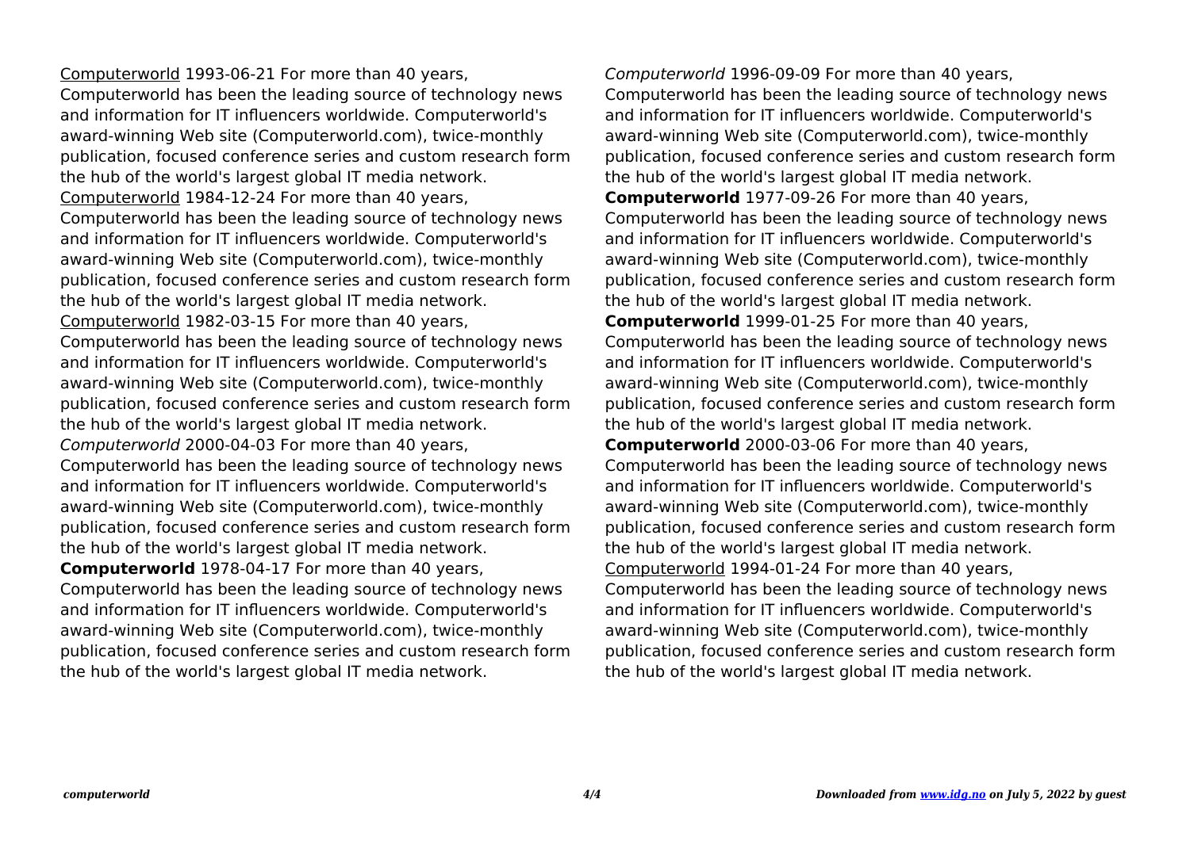Computerworld 1993-06-21 For more than 40 years, Computerworld has been the leading source of technology news and information for IT influencers worldwide. Computerworld's award-winning Web site (Computerworld.com), twice-monthly publication, focused conference series and custom research form the hub of the world's largest global IT media network.

Computerworld 1984-12-24 For more than 40 years, Computerworld has been the leading source of technology news and information for IT influencers worldwide. Computerworld's award-winning Web site (Computerworld.com), twice-monthly publication, focused conference series and custom research form the hub of the world's largest global IT media network.

Computerworld 1982-03-15 For more than 40 years, Computerworld has been the leading source of technology news and information for IT influencers worldwide. Computerworld's award-winning Web site (Computerworld.com), twice-monthly publication, focused conference series and custom research form the hub of the world's largest global IT media network.

*Computerworld* 2000-04-03 For more than 40 years, Computerworld has been the leading source of technology news and information for IT influencers worldwide. Computerworld's award-winning Web site (Computerworld.com), twice-monthly publication, focused conference series and custom research form the hub of the world's largest global IT media network.

**Computerworld** 1978-04-17 For more than 40 years, Computerworld has been the leading source of technology news and information for IT influencers worldwide. Computerworld's award-winning Web site (Computerworld.com), twice-monthly publication, focused conference series and custom research form the hub of the world's largest global IT media network.

*Computerworld* 1996-09-09 For more than 40 years, Computerworld has been the leading source of technology news and information for IT influencers worldwide. Computerworld's award-winning Web site (Computerworld.com), twice-monthly publication, focused conference series and custom research form the hub of the world's largest global IT media network.

**Computerworld** 1977-09-26 For more than 40 years, Computerworld has been the leading source of technology news and information for IT influencers worldwide. Computerworld's award-winning Web site (Computerworld.com), twice-monthly publication, focused conference series and custom research form the hub of the world's largest global IT media network.

**Computerworld** 1999-01-25 For more than 40 years, Computerworld has been the leading source of technology news and information for IT influencers worldwide. Computerworld's award-winning Web site (Computerworld.com), twice-monthly publication, focused conference series and custom research form the hub of the world's largest global IT media network.

**Computerworld** 2000-03-06 For more than 40 years, Computerworld has been the leading source of technology news and information for IT influencers worldwide. Computerworld's award-winning Web site (Computerworld.com), twice-monthly publication, focused conference series and custom research form the hub of the world's largest global IT media network.

Computerworld 1994-01-24 For more than 40 years, Computerworld has been the leading source of technology news and information for IT influencers worldwide. Computerworld's award-winning Web site (Computerworld.com), twice-monthly publication, focused conference series and custom research form the hub of the world's largest global IT media network.